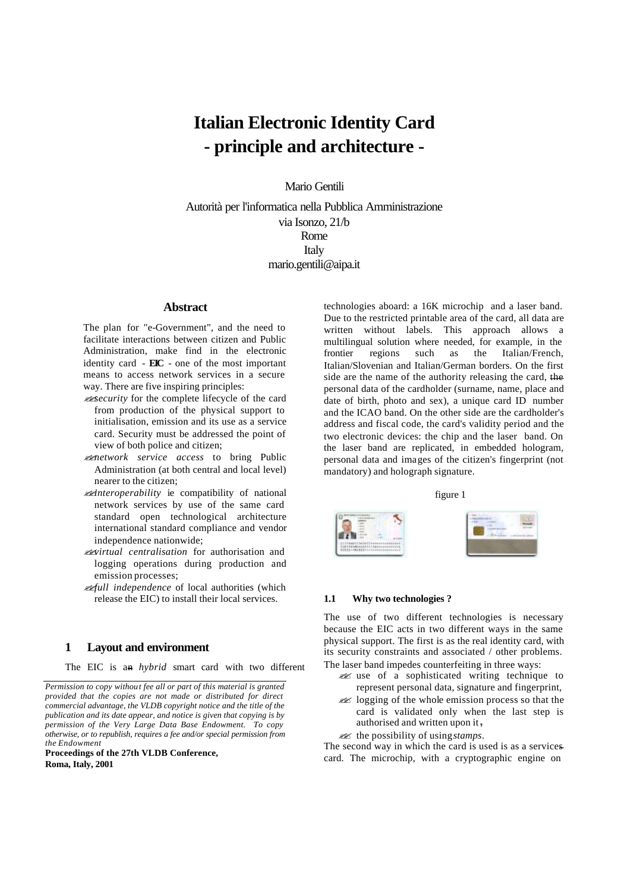# Italian Electronic Identity Card - principle and architecture -

Mario Gentili

Autorità per l'informatica nella Pubblica Amministrazione
via Isonzo, 21/b
Rome
Italy
mario.gentili@aipa.it

## Abstract

The plan for "e-Government", and the need to facilitate interactions between citizen and Public Administration, make find in the electronic identity card - **EIC** - one of the most important means to access network services in a secure way. There are five inspiring principles:

- *security* for the complete lifecycle of the card from production of the physical support to initialisation, emission and its use as a service card. Security must be addressed the point of view of both police and citizen;
- *network service access* to bring Public Administration (at both central and local level) nearer to the citizen;
- *interoperability* ie compatibility of national network services by use of the same card standard open technological architecture international standard compliance and vendor independence nationwide;
- *virtual centralisation* for authorisation and logging operations during production and emission processes;
- *full independence* of local authorities (which release the EIC) to install their local services.

## 1 Layout and environment

The EIC is an *hybrid* smart card with two different technologies aboard: a 16K microchip and a laser band. Due to the restricted printable area of the card, all data are written without labels. This approach allows a multilingual solution where needed, for example, in the frontier regions such as the Italian/French, Italian/Slovenian and Italian/German borders. On the first side are the name of the authority releasing the card, the personal data of the cardholder (surname, name, place and date of birth, photo and sex), a unique card ID number and the ICAO band. On the other side are the cardholder's address and fiscal code, the card's validity period and the two electronic devices: the chip and the laser band. On the laser band are replicated, in embedded hologram, personal data and images of the citizen's fingerprint (not mandatory) and holograph signature.

figure 1

### 1.1 Why two technologies ?

The use of two different technologies is necessary because the EIC acts in two different ways in the same physical support. The first is as the real identity card, with its security constraints and associated / other problems.

The laser band impedes counterfeiting in three ways:

- use of a sophisticated writing technique to represent personal data, signature and fingerprint,
- logging of the whole emission process so that the card is validated only when the last step is authorised and written upon it,
- the possibility of using *stamps*.

The second way in which the card is used is as a services card. The microchip, with a cryptographic engine on

*Permission to copy without fee all or part of this material is granted provided that the copies are not made or distributed for direct commercial advantage, the VLDB copyright notice and the title of the publication and its date appear, and notice is given that copying is by permission of the Very Large Data Base Endowment. To copy otherwise, or to republish, requires a fee and/or special permission from the Endowment*

**Proceedings of the 27th VLDB Conference, Roma, Italy, 2001**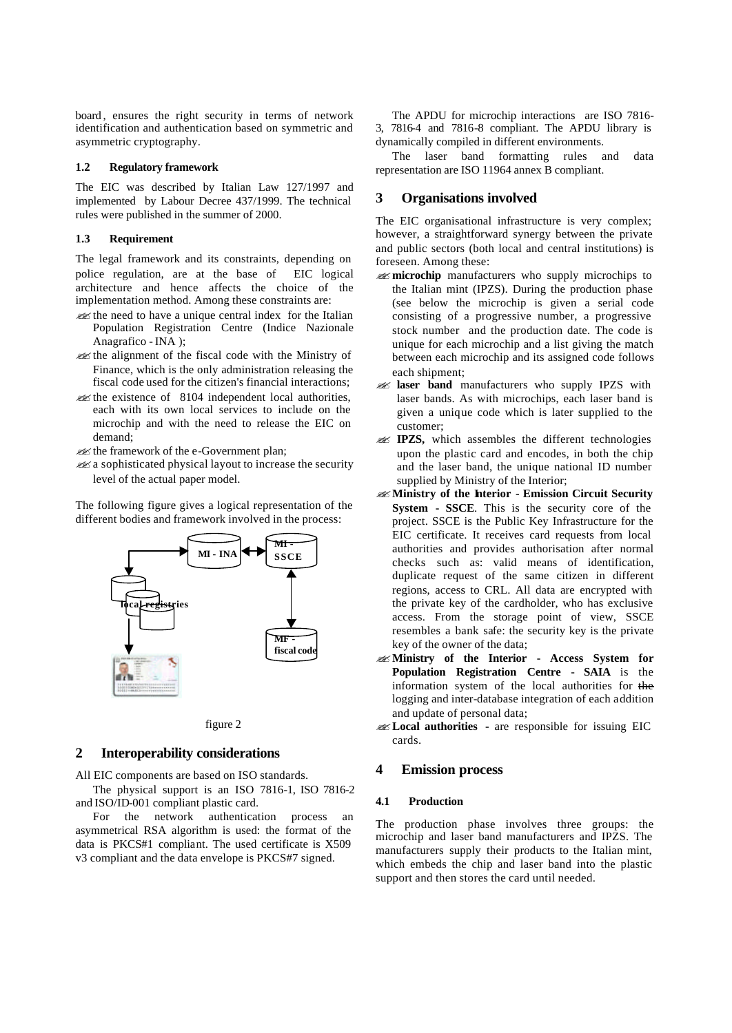board, ensures the right security in terms of network identification and authentication based on symmetric and asymmetric cryptography.

### 1.2 Regulatory framework

The EIC was described by Italian Law 127/1997 and implemented by Labour Decree 437/1999. The technical rules were published in the summer of 2000.

### 1.3 Requirement

The legal framework and its constraints, depending on police regulation, are at the base of EIC logical architecture and hence affects the choice of the implementation method. Among these constraints are:

- the need to have a unique central index for the Italian Population Registration Centre (Indice Nazionale Anagrafico - INA );
- the alignment of the fiscal code with the Ministry of Finance, which is the only administration releasing the fiscal code used for the citizen's financial interactions;
- the existence of 8104 independent local authorities, each with its own local services to include on the microchip and with the need to release the EIC on demand;
- the framework of the e-Government plan;
- a sophisticated physical layout to increase the security level of the actual paper model.

The following figure gives a logical representation of the different bodies and framework involved in the process:

MI - INA | MI - SSCE | local registries | MF - fiscal code

figure 2

## 2 Interoperability considerations

All EIC components are based on ISO standards.

The physical support is an ISO 7816-1, ISO 7816-2 and ISO/ID-001 compliant plastic card.

For the network authentication process an asymmetrical RSA algorithm is used: the format of the data is PKCS#1 compliant. The used certificate is X509 v3 compliant and the data envelope is PKCS#7 signed.

The APDU for microchip interactions are ISO 7816-3, 7816-4 and 7816-8 compliant. The APDU library is dynamically compiled in different environments.

The laser band formatting rules and data representation are ISO 11964 annex B compliant.

## 3 Organisations involved

The EIC organisational infrastructure is very complex; however, a straightforward synergy between the private and public sectors (both local and central institutions) is foreseen. Among these:

- **microchip** manufacturers who supply microchips to the Italian mint (IPZS). During the production phase (see below the microchip is given a serial code consisting of a progressive number, a progressive stock number and the production date. The code is unique for each microchip and a list giving the match between each microchip and its assigned code follows each shipment;
- **laser band** manufacturers who supply IPZS with laser bands. As with microchips, each laser band is given a unique code which is later supplied to the customer;
- **IPZS,** which assembles the different technologies upon the plastic card and encodes, in both the chip and the laser band, the unique national ID number supplied by Ministry of the Interior;
- **Ministry of the Interior - Emission Circuit Security System - SSCE**. This is the security core of the project. SSCE is the Public Key Infrastructure for the EIC certificate. It receives card requests from local authorities and provides authorisation after normal checks such as: valid means of identification, duplicate request of the same citizen in different regions, access to CRL. All data are encrypted with the private key of the cardholder, who has exclusive access. From the storage point of view, SSCE resembles a bank safe: the security key is the private key of the owner of the data;
- **Ministry of the Interior - Access System for Population Registration Centre - SAIA** is the information system of the local authorities for ~~the~~ logging and inter-database integration of each addition and update of personal data;
- **Local authorities -** are responsible for issuing EIC cards.

## 4 Emission process

### 4.1 Production

The production phase involves three groups: the microchip and laser band manufacturers and IPZS. The manufacturers supply their products to the Italian mint, which embeds the chip and laser band into the plastic support and then stores the card until needed.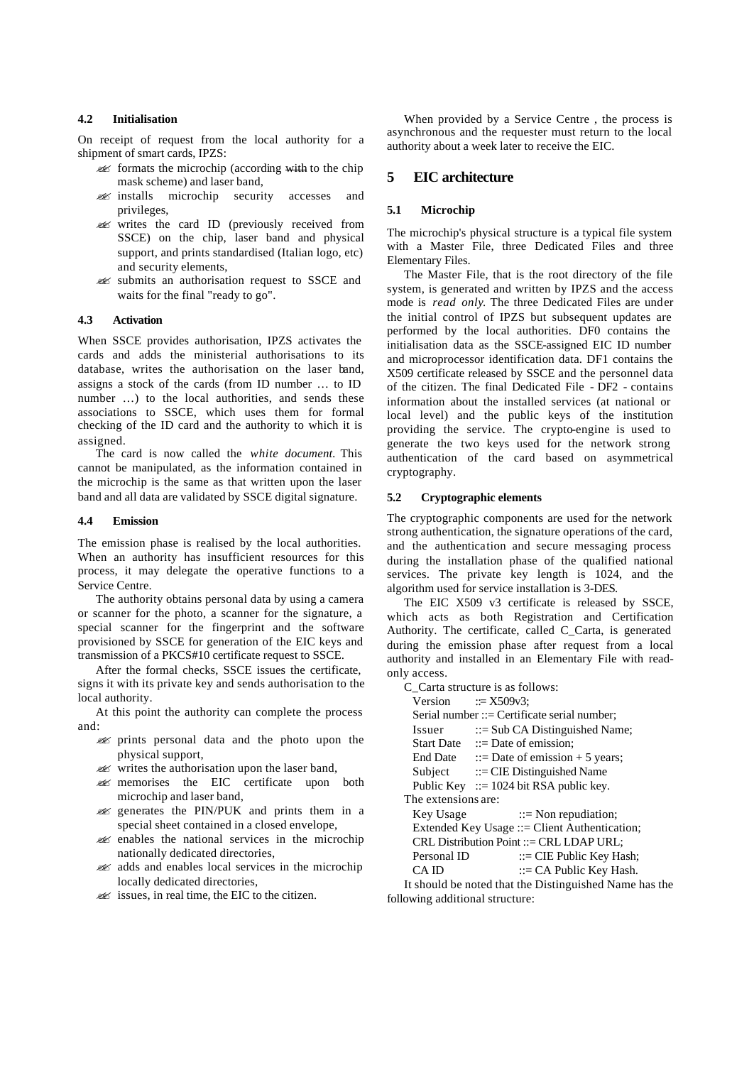### 4.2 Initialisation

On receipt of request from the local authority for a shipment of smart cards, IPZS:

- formats the microchip (according ~~with~~ to the chip mask scheme) and laser band,
- installs microchip security accesses and privileges,
- writes the card ID (previously received from SSCE) on the chip, laser band and physical support, and prints standardised (Italian logo, etc) and security elements,
- submits an authorisation request to SSCE and waits for the final "ready to go".

### 4.3 Activation

When SSCE provides authorisation, IPZS activates the cards and adds the ministerial authorisations to its database, writes the authorisation on the laser band, assigns a stock of the cards (from ID number … to ID number …) to the local authorities, and sends these associations to SSCE, which uses them for formal checking of the ID card and the authority to which it is assigned.

The card is now called the *white document*. This cannot be manipulated, as the information contained in the microchip is the same as that written upon the laser band and all data are validated by SSCE digital signature.

### 4.4 Emission

The emission phase is realised by the local authorities. When an authority has insufficient resources for this process, it may delegate the operative functions to a Service Centre.

The authority obtains personal data by using a camera or scanner for the photo, a scanner for the signature, a special scanner for the fingerprint and the software provisioned by SSCE for generation of the EIC keys and transmission of a PKCS#10 certificate request to SSCE.

After the formal checks, SSCE issues the certificate, signs it with its private key and sends authorisation to the local authority.

At this point the authority can complete the process and:

- prints personal data and the photo upon the physical support,
- writes the authorisation upon the laser band,
- memorises the EIC certificate upon both microchip and laser band,
- generates the PIN/PUK and prints them in a special sheet contained in a closed envelope,
- enables the national services in the microchip nationally dedicated directories,
- adds and enables local services in the microchip locally dedicated directories,
- issues, in real time, the EIC to the citizen.

When provided by a Service Centre , the process is asynchronous and the requester must return to the local authority about a week later to receive the EIC.

## 5 EIC architecture

### 5.1 Microchip

The microchip's physical structure is a typical file system with a Master File, three Dedicated Files and three Elementary Files.

The Master File, that is the root directory of the file system, is generated and written by IPZS and the access mode is *read only*. The three Dedicated Files are under the initial control of IPZS but subsequent updates are performed by the local authorities. DF0 contains the initialisation data as the SSCE-assigned EIC ID number and microprocessor identification data. DF1 contains the X509 certificate released by SSCE and the personnel data of the citizen. The final Dedicated File - DF2 - contains information about the installed services (at national or local level) and the public keys of the institution providing the service. The crypto-engine is used to generate the two keys used for the network strong authentication of the card based on asymmetrical cryptography.

### 5.2 Cryptographic elements

The cryptographic components are used for the network strong authentication, the signature operations of the card, and the authentication and secure messaging process during the installation phase of the qualified national services. The private key length is 1024, and the algorithm used for service installation is 3-DES.

The EIC X509 v3 certificate is released by SSCE, which acts as both Registration and Certification Authority. The certificate, called C_Carta, is generated during the emission phase after request from a local authority and installed in an Elementary File with read-only access.

C_Carta structure is as follows:

Version ::= X509v3;
Serial number ::= Certificate serial number;
Issuer ::= Sub CA Distinguished Name;
Start Date ::= Date of emission;
End Date ::= Date of emission + 5 years;
Subject ::= CIE Distinguished Name
Public Key ::= 1024 bit RSA public key.

The extensions are:

Key Usage ::= Non repudiation;
Extended Key Usage ::= Client Authentication;
CRL Distribution Point ::= CRL LDAP URL;
Personal ID ::= CIE Public Key Hash;
CA ID ::= CA Public Key Hash.

It should be noted that the Distinguished Name has the following additional structure: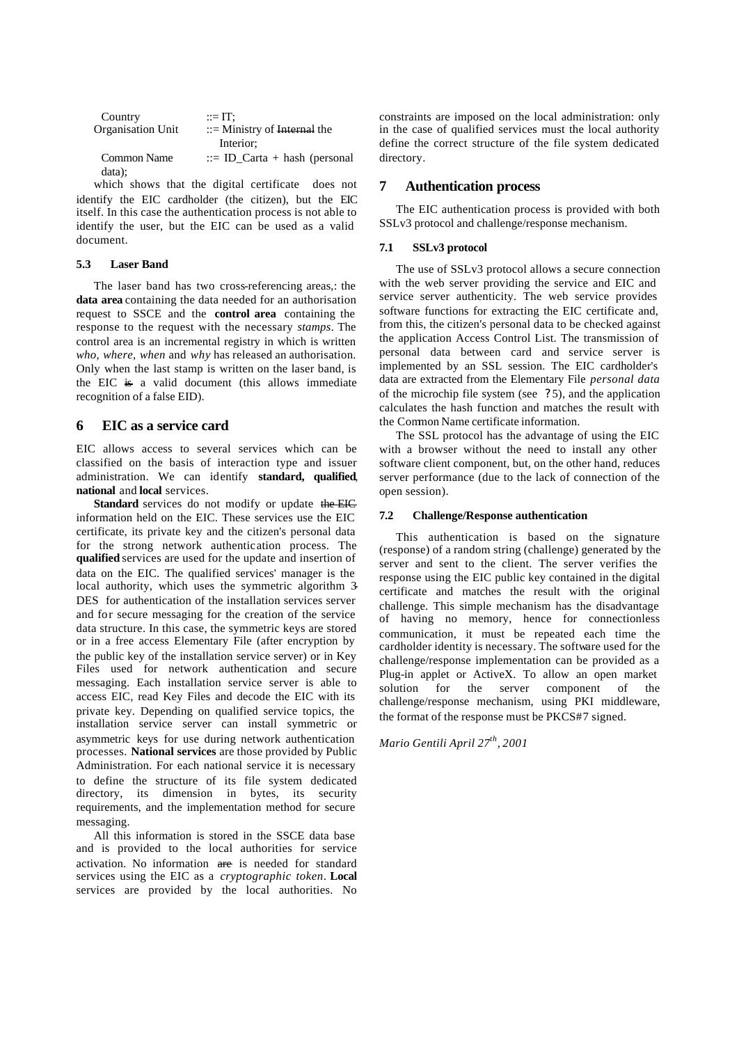Country ::= IT;
Organisation Unit ::= Ministry of ~~Internal~~ the Interior;
Common Name ::= ID_Carta + hash (personal data);

which shows that the digital certificate does not identify the EIC cardholder (the citizen), but the EIC itself. In this case the authentication process is not able to identify the user, but the EIC can be used as a valid document.

### 5.3 Laser Band

The laser band has two cross-referencing areas,: the **data area** containing the data needed for an authorisation request to SSCE and the **control area** containing the response to the request with the necessary *stamps*. The control area is an incremental registry in which is written *who*, *where*, *when* and *why* has released an authorisation. Only when the last stamp is written on the laser band, is the EIC ~~is~~ a valid document (this allows immediate recognition of a false EID).

## 6 EIC as a service card

EIC allows access to several services which can be classified on the basis of interaction type and issuer administration. We can identify **standard, qualified**, **national** and **local** services.

**Standard** services do not modify or update ~~the EIC~~ information held on the EIC. These services use the EIC certificate, its private key and the citizen's personal data for the strong network authentication process. The **qualified** services are used for the update and insertion of data on the EIC. The qualified services' manager is the local authority, which uses the symmetric algorithm 3-DES for authentication of the installation services server and for secure messaging for the creation of the service data structure. In this case, the symmetric keys are stored or in a free access Elementary File (after encryption by the public key of the installation service server) or in Key Files used for network authentication and secure messaging. Each installation service server is able to access EIC, read Key Files and decode the EIC with its private key. Depending on qualified service topics, the installation service server can install symmetric or asymmetric keys for use during network authentication processes. **National services** are those provided by Public Administration. For each national service it is necessary to define the structure of its file system dedicated directory, its dimension in bytes, its security requirements, and the implementation method for secure messaging.

All this information is stored in the SSCE data base and is provided to the local authorities for service activation. No information ~~are~~ is needed for standard services using the EIC as a *cryptographic token*. **Local** services are provided by the local authorities. No constraints are imposed on the local administration: only in the case of qualified services must the local authority define the correct structure of the file system dedicated directory.

## 7 Authentication process

The EIC authentication process is provided with both SSLv3 protocol and challenge/response mechanism.

### 7.1 SSLv3 protocol

The use of SSLv3 protocol allows a secure connection with the web server providing the service and EIC and service server authenticity. The web service provides software functions for extracting the EIC certificate and, from this, the citizen's personal data to be checked against the application Access Control List. The transmission of personal data between card and service server is implemented by an SSL session. The EIC cardholder's data are extracted from the Elementary File *personal data* of the microchip file system (see ?5), and the application calculates the hash function and matches the result with the Common Name certificate information.

The SSL protocol has the advantage of using the EIC with a browser without the need to install any other software client component, but, on the other hand, reduces server performance (due to the lack of connection of the open session).

### 7.2 Challenge/Response authentication

This authentication is based on the signature (response) of a random string (challenge) generated by the server and sent to the client. The server verifies the response using the EIC public key contained in the digital certificate and matches the result with the original challenge. This simple mechanism has the disadvantage of having no memory, hence for connectionless communication, it must be repeated each time the cardholder identity is necessary. The software used for the challenge/response implementation can be provided as a Plug-in applet or ActiveX. To allow an open market solution for the server component of the challenge/response mechanism, using PKI middleware, the format of the response must be PKCS#7 signed.

*Mario Gentili April 27th, 2001*